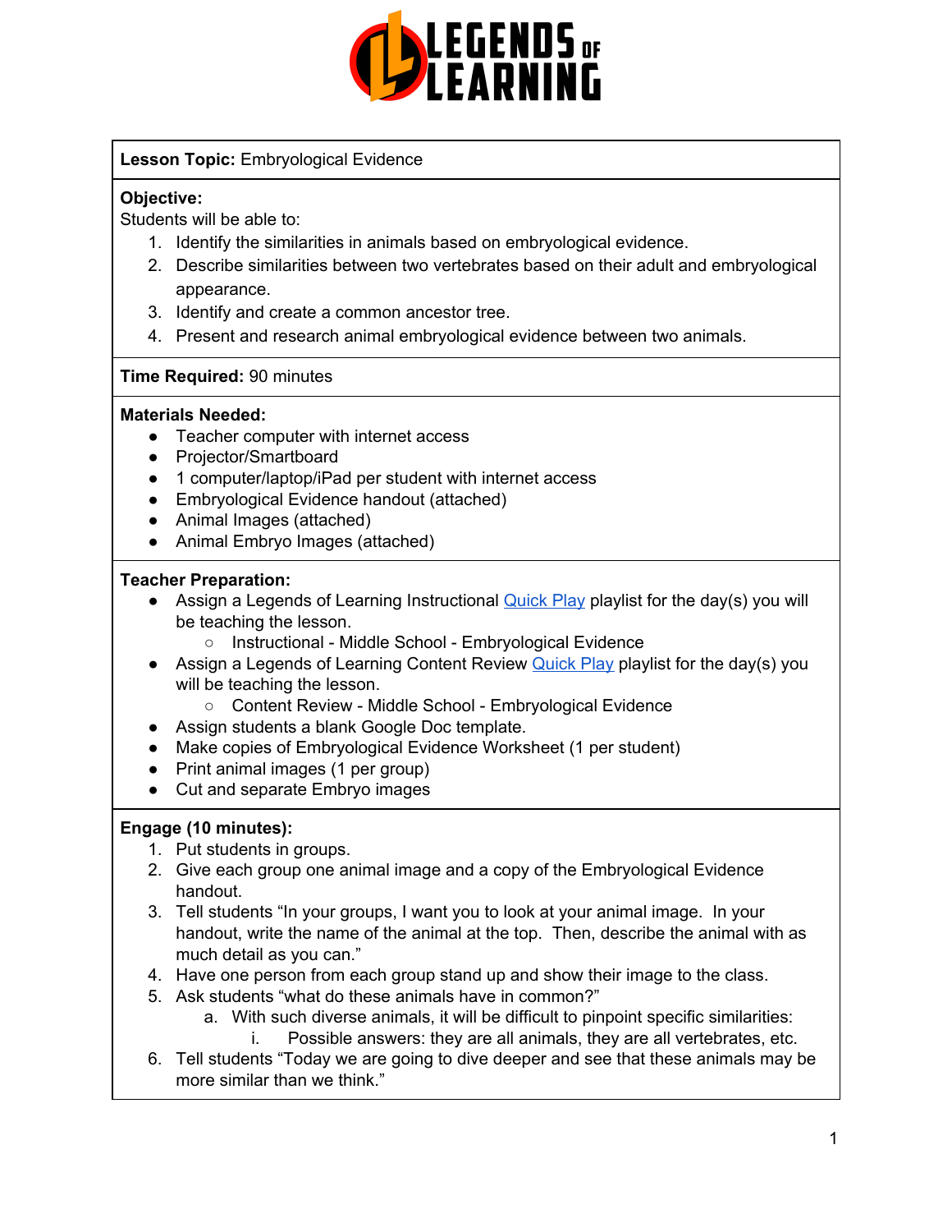**Lesson Topic:** Embryological Evidence

**Objective:**
Students will be able to:
1. Identify the similarities in animals based on embryological evidence.
2. Describe similarities between two vertebrates based on their adult and embryological appearance.
3. Identify and create a common ancestor tree.
4. Present and research animal embryological evidence between two animals.

**Time Required:** 90 minutes

**Materials Needed:**
- Teacher computer with internet access
- Projector/Smartboard
- 1 computer/laptop/iPad per student with internet access
- Embryological Evidence handout (attached)
- Animal Images (attached)
- Animal Embryo Images (attached)

**Teacher Preparation:**
- Assign a Legends of Learning Instructional Quick Play playlist for the day(s) you will be teaching the lesson.
  - Instructional - Middle School - Embryological Evidence
- Assign a Legends of Learning Content Review Quick Play playlist for the day(s) you will be teaching the lesson.
  - Content Review - Middle School - Embryological Evidence
- Assign students a blank Google Doc template.
- Make copies of Embryological Evidence Worksheet (1 per student)
- Print animal images (1 per group)
- Cut and separate Embryo images

**Engage (10 minutes):**
1. Put students in groups.
2. Give each group one animal image and a copy of the Embryological Evidence handout.
3. Tell students "In your groups, I want you to look at your animal image. In your handout, write the name of the animal at the top. Then, describe the animal with as much detail as you can."
4. Have one person from each group stand up and show their image to the class.
5. Ask students "what do these animals have in common?"
   a. With such diverse animals, it will be difficult to pinpoint specific similarities:
      i. Possible answers: they are all animals, they are all vertebrates, etc.
6. Tell students "Today we are going to dive deeper and see that these animals may be more similar than we think."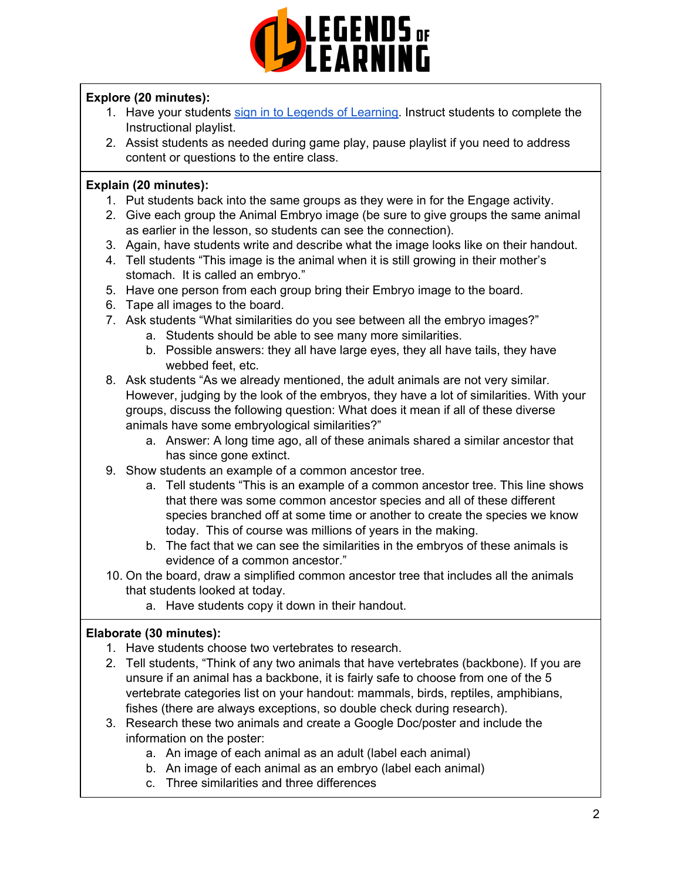**Explore (20 minutes):**

1. Have your students sign in to Legends of Learning. Instruct students to complete the Instructional playlist.
2. Assist students as needed during game play, pause playlist if you need to address content or questions to the entire class.

**Explain (20 minutes):**

1. Put students back into the same groups as they were in for the Engage activity.
2. Give each group the Animal Embryo image (be sure to give groups the same animal as earlier in the lesson, so students can see the connection).
3. Again, have students write and describe what the image looks like on their handout.
4. Tell students "This image is the animal when it is still growing in their mother's stomach. It is called an embryo."
5. Have one person from each group bring their Embryo image to the board.
6. Tape all images to the board.
7. Ask students "What similarities do you see between all the embryo images?"
   a. Students should be able to see many more similarities.
   b. Possible answers: they all have large eyes, they all have tails, they have webbed feet, etc.
8. Ask students "As we already mentioned, the adult animals are not very similar. However, judging by the look of the embryos, they have a lot of similarities. With your groups, discuss the following question: What does it mean if all of these diverse animals have some embryological similarities?"
   a. Answer: A long time ago, all of these animals shared a similar ancestor that has since gone extinct.
9. Show students an example of a common ancestor tree.
   a. Tell students "This is an example of a common ancestor tree. This line shows that there was some common ancestor species and all of these different species branched off at some time or another to create the species we know today. This of course was millions of years in the making.
   b. The fact that we can see the similarities in the embryos of these animals is evidence of a common ancestor."
10. On the board, draw a simplified common ancestor tree that includes all the animals that students looked at today.
    a. Have students copy it down in their handout.

**Elaborate (30 minutes):**

1. Have students choose two vertebrates to research.
2. Tell students, "Think of any two animals that have vertebrates (backbone). If you are unsure if an animal has a backbone, it is fairly safe to choose from one of the 5 vertebrate categories list on your handout: mammals, birds, reptiles, amphibians, fishes (there are always exceptions, so double check during research).
3. Research these two animals and create a Google Doc/poster and include the information on the poster:
   a. An image of each animal as an adult (label each animal)
   b. An image of each animal as an embryo (label each animal)
   c. Three similarities and three differences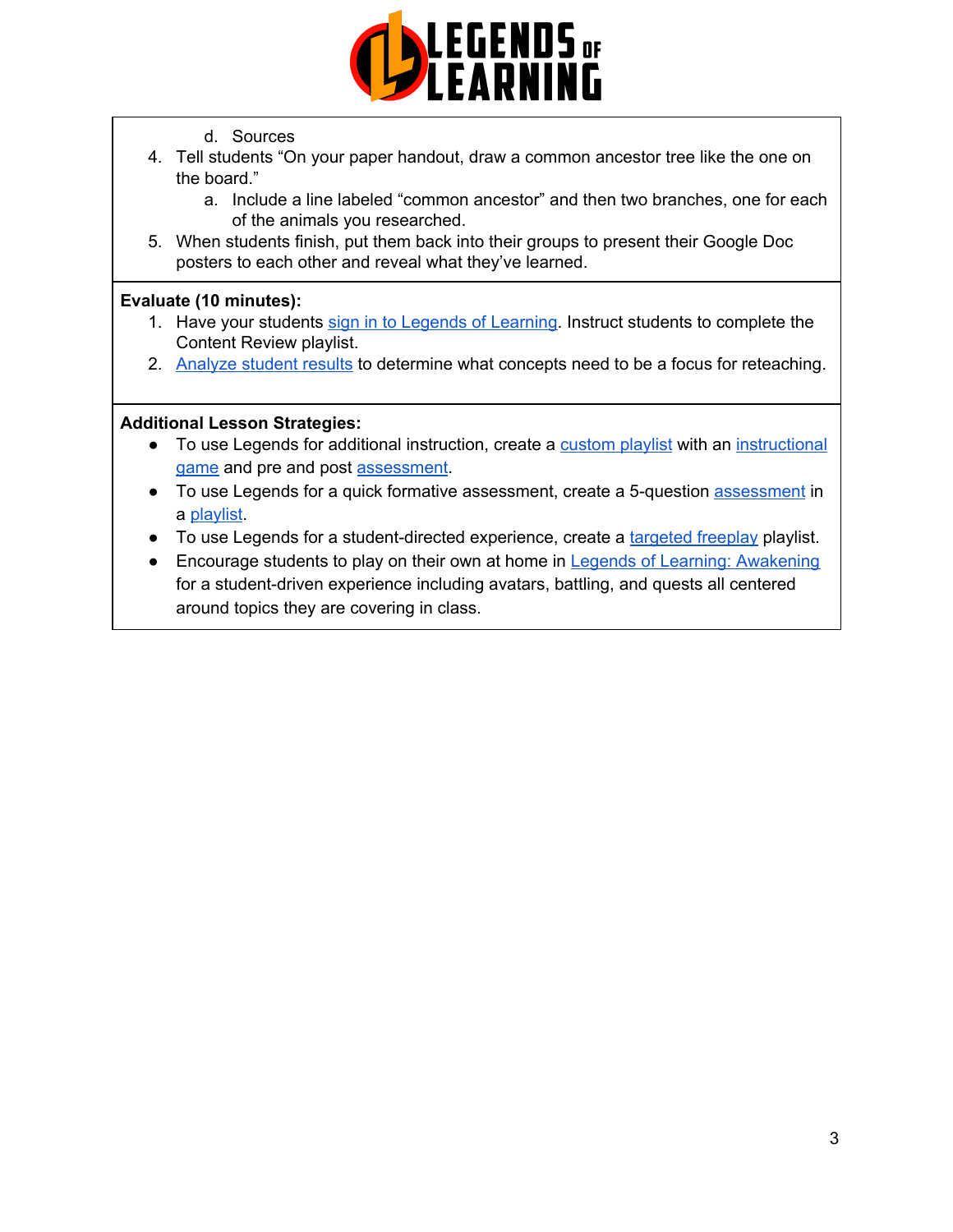d. Sources

4. Tell students “On your paper handout, draw a common ancestor tree like the one on the board.”
   a. Include a line labeled “common ancestor” and then two branches, one for each of the animals you researched.
5. When students finish, put them back into their groups to present their Google Doc posters to each other and reveal what they’ve learned.

**Evaluate (10 minutes):**

1. Have your students sign in to Legends of Learning. Instruct students to complete the Content Review playlist.
2. Analyze student results to determine what concepts need to be a focus for reteaching.

**Additional Lesson Strategies:**

- To use Legends for additional instruction, create a custom playlist with an instructional game and pre and post assessment.
- To use Legends for a quick formative assessment, create a 5-question assessment in a playlist.
- To use Legends for a student-directed experience, create a targeted freeplay playlist.
- Encourage students to play on their own at home in Legends of Learning: Awakening for a student-driven experience including avatars, battling, and quests all centered around topics they are covering in class.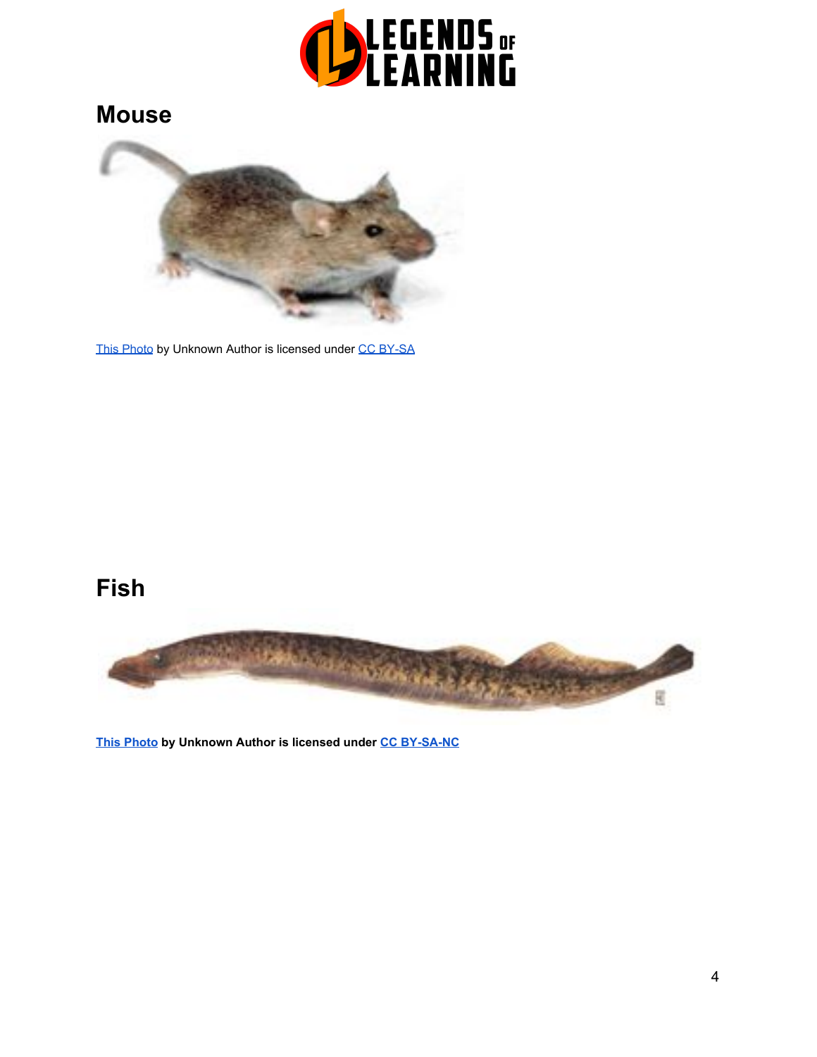## Mouse

This Photo by Unknown Author is licensed under CC BY-SA

## Fish

**This Photo by Unknown Author is licensed under CC BY-SA-NC**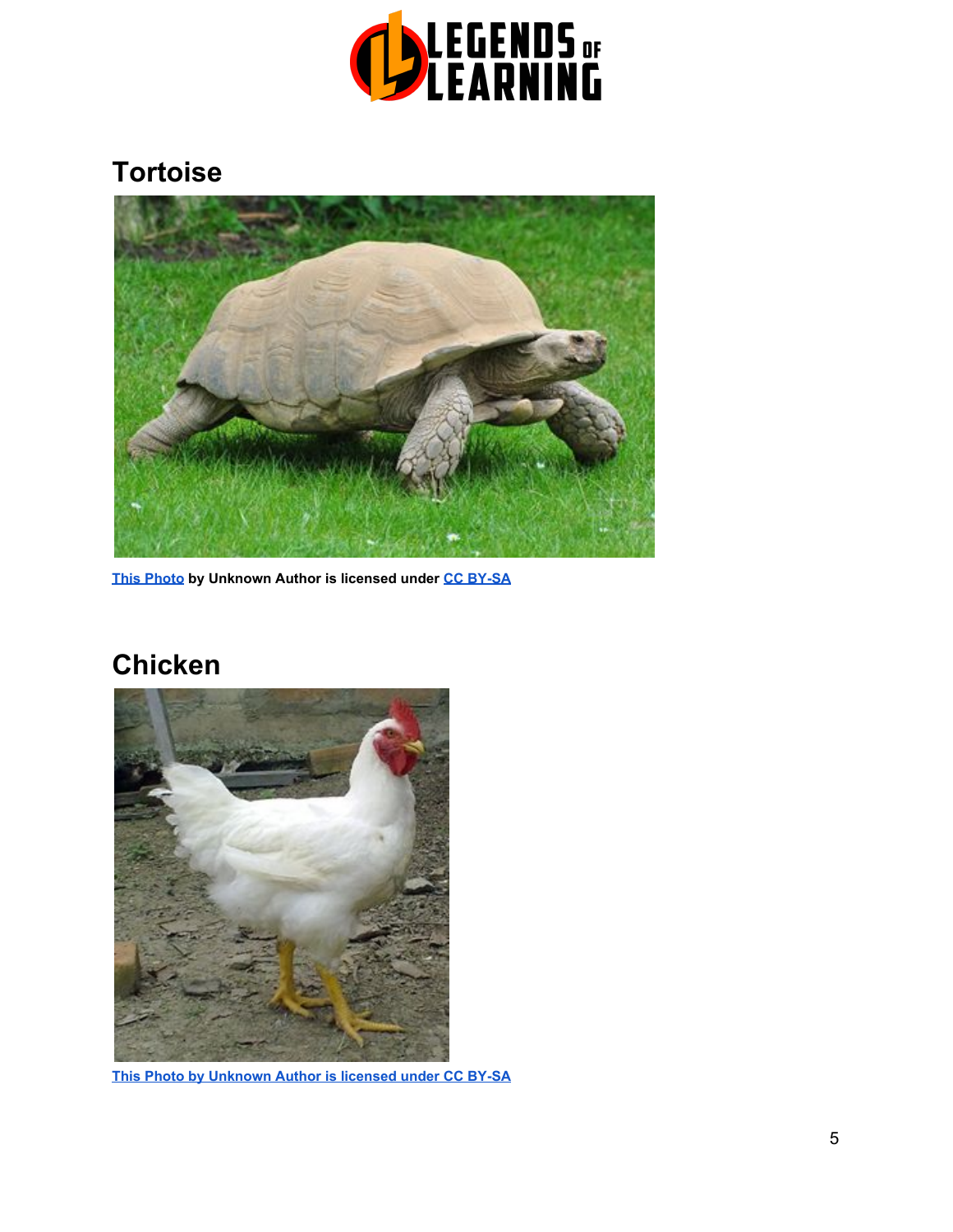## Tortoise

This Photo by Unknown Author is licensed under CC BY-SA

## Chicken

This Photo by Unknown Author is licensed under CC BY-SA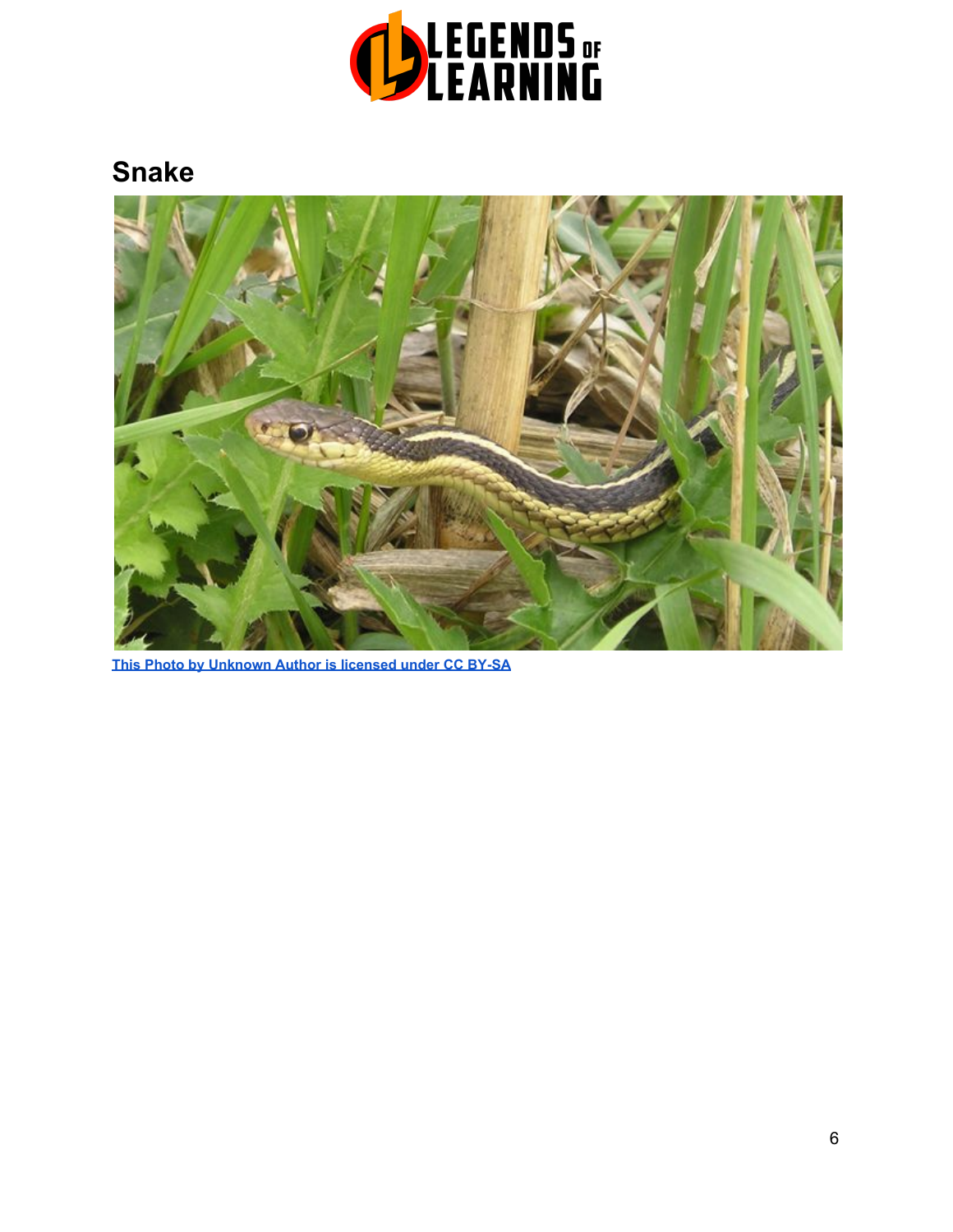# Snake

[This Photo by Unknown Author is licensed under CC BY-SA](#)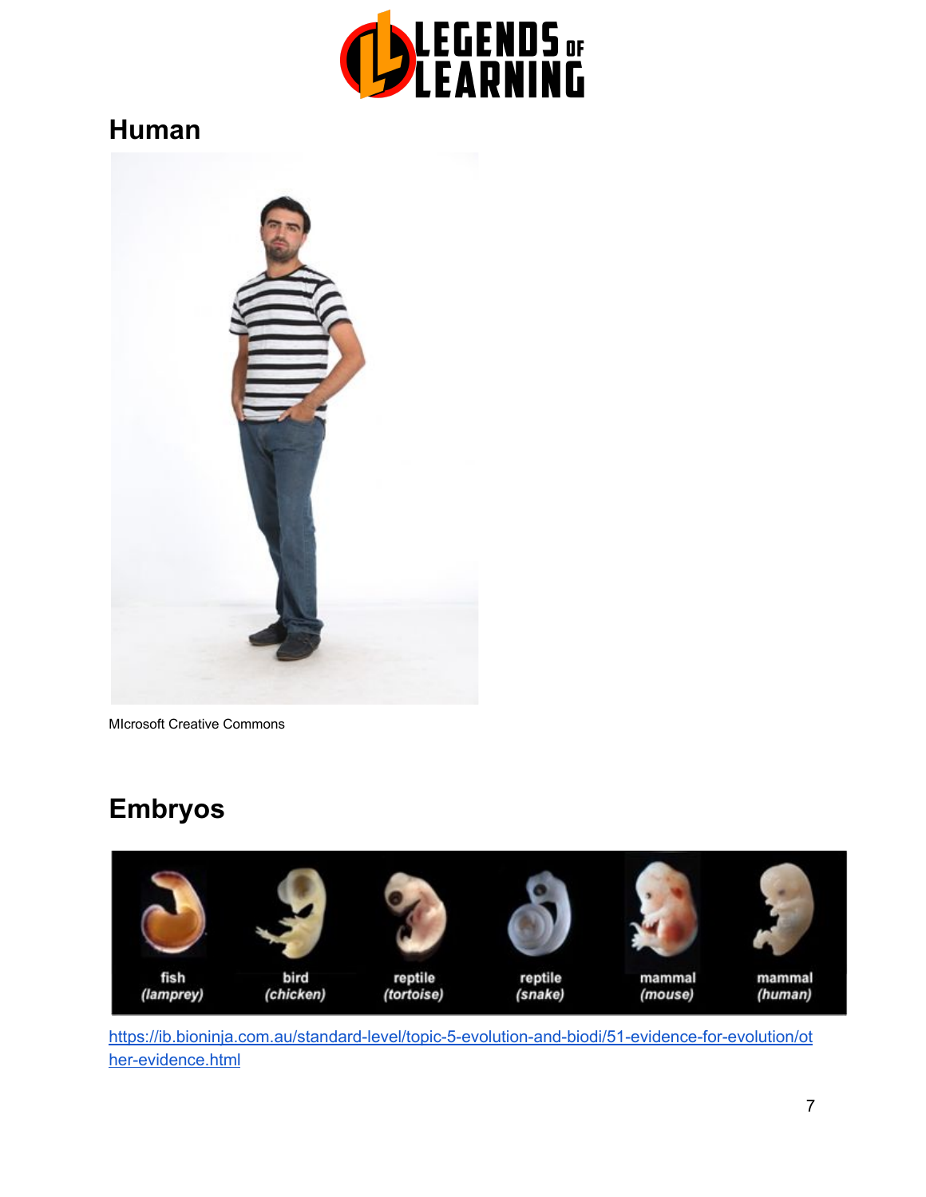## Human

MIcrosoft Creative Commons

## Embryos

https://ib.bioninja.com.au/standard-level/topic-5-evolution-and-biodi/51-evidence-for-evolution/other-evidence.html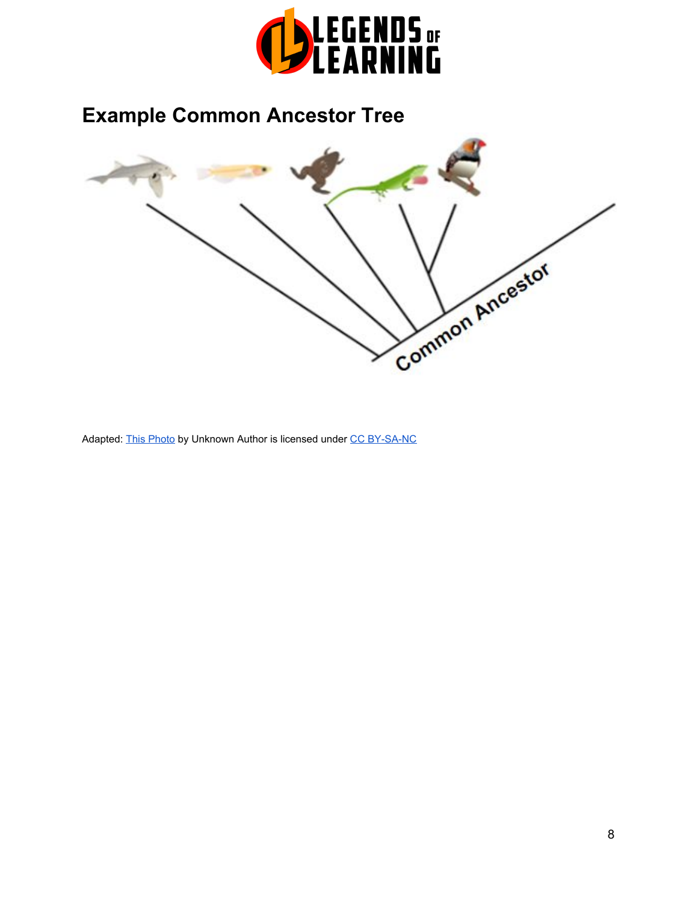# Example Common Ancestor Tree

Common Ancestor

Adapted: This Photo by Unknown Author is licensed under CC BY-SA-NC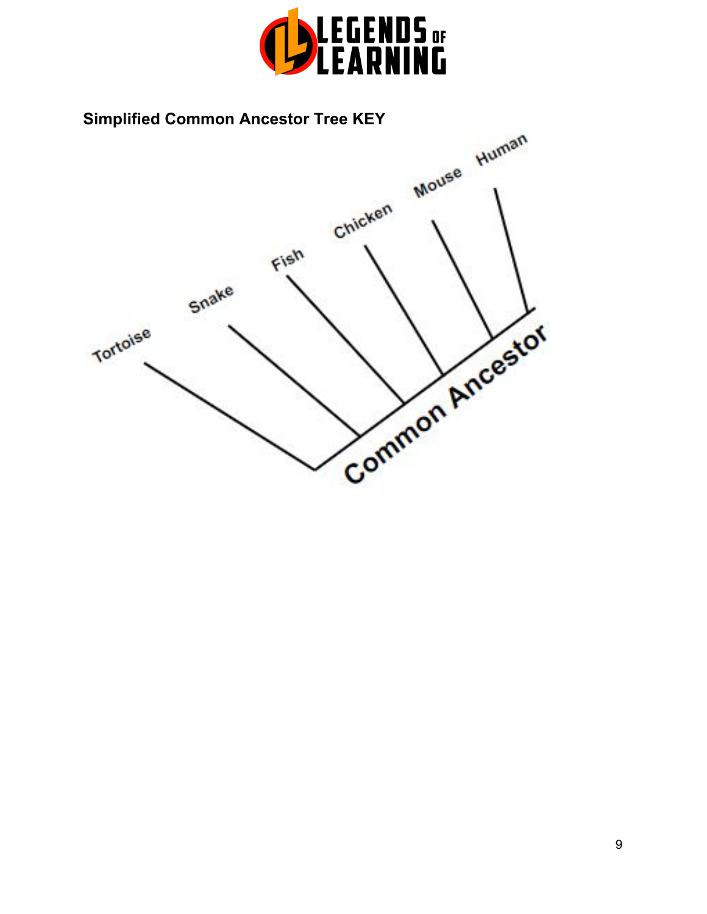## Simplified Common Ancestor Tree KEY

Tortoise

Snake

Fish

Chicken

Mouse

Human

Common Ancestor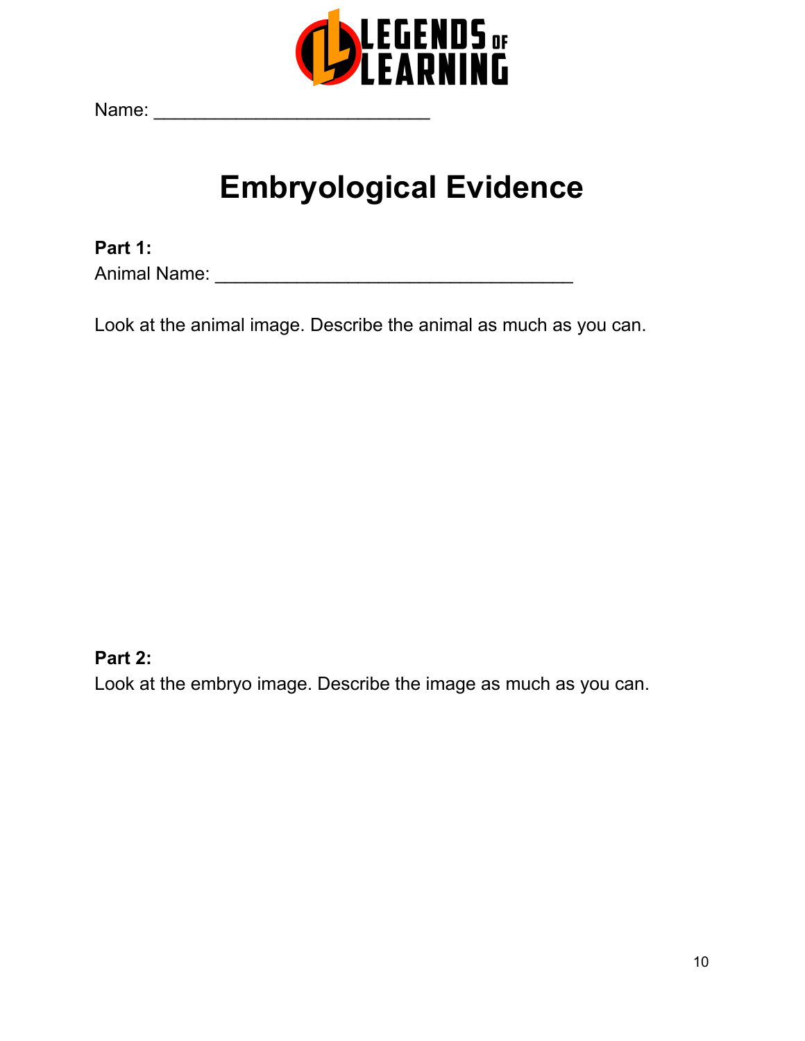Name: ___________________________

# Embryological Evidence

**Part 1:**

Animal Name: ___________________________________

Look at the animal image. Describe the animal as much as you can.

**Part 2:**

Look at the embryo image. Describe the image as much as you can.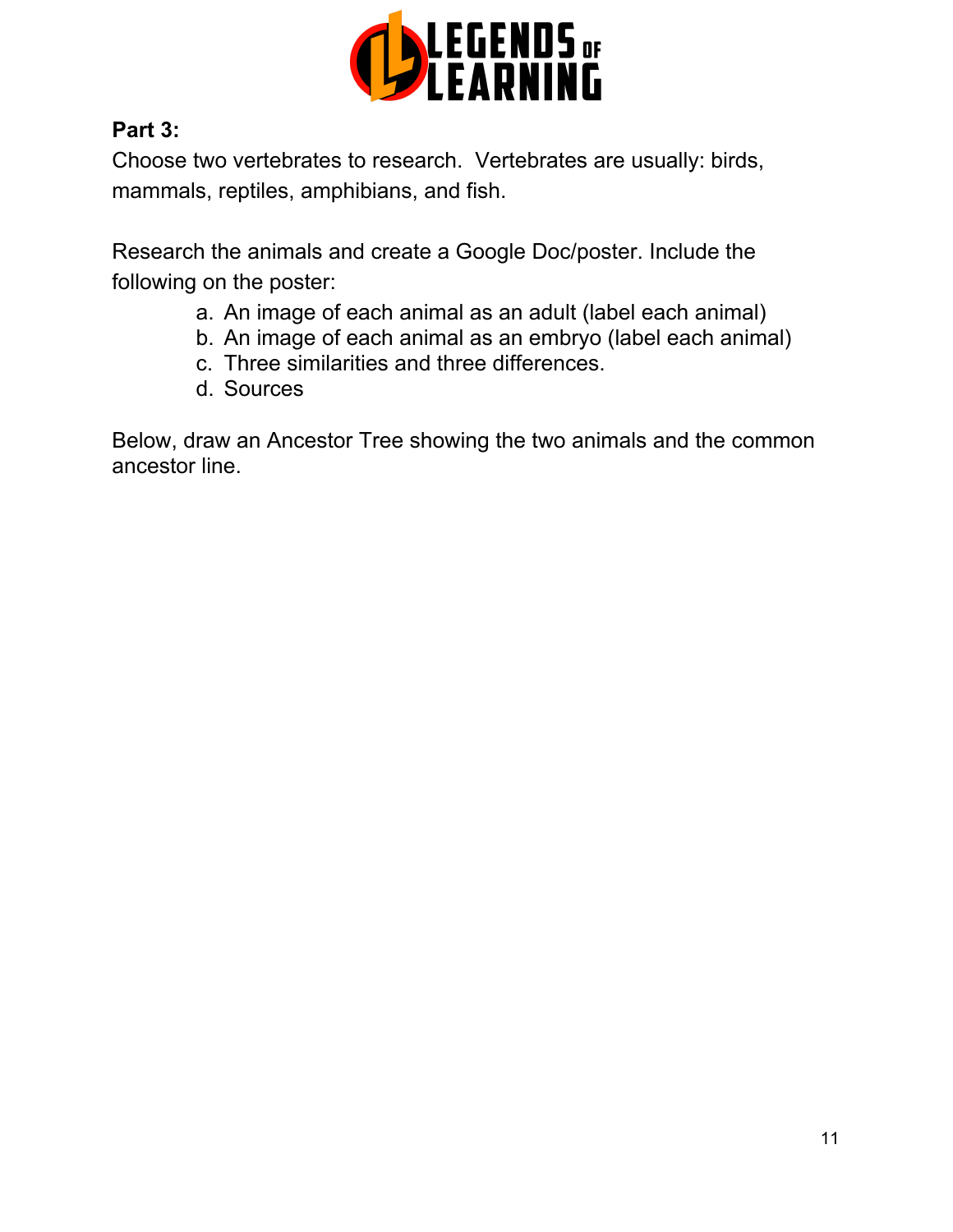**Part 3:**

Choose two vertebrates to research. Vertebrates are usually: birds, mammals, reptiles, amphibians, and fish.

Research the animals and create a Google Doc/poster. Include the following on the poster:

a. An image of each animal as an adult (label each animal)
b. An image of each animal as an embryo (label each animal)
c. Three similarities and three differences.
d. Sources

Below, draw an Ancestor Tree showing the two animals and the common ancestor line.